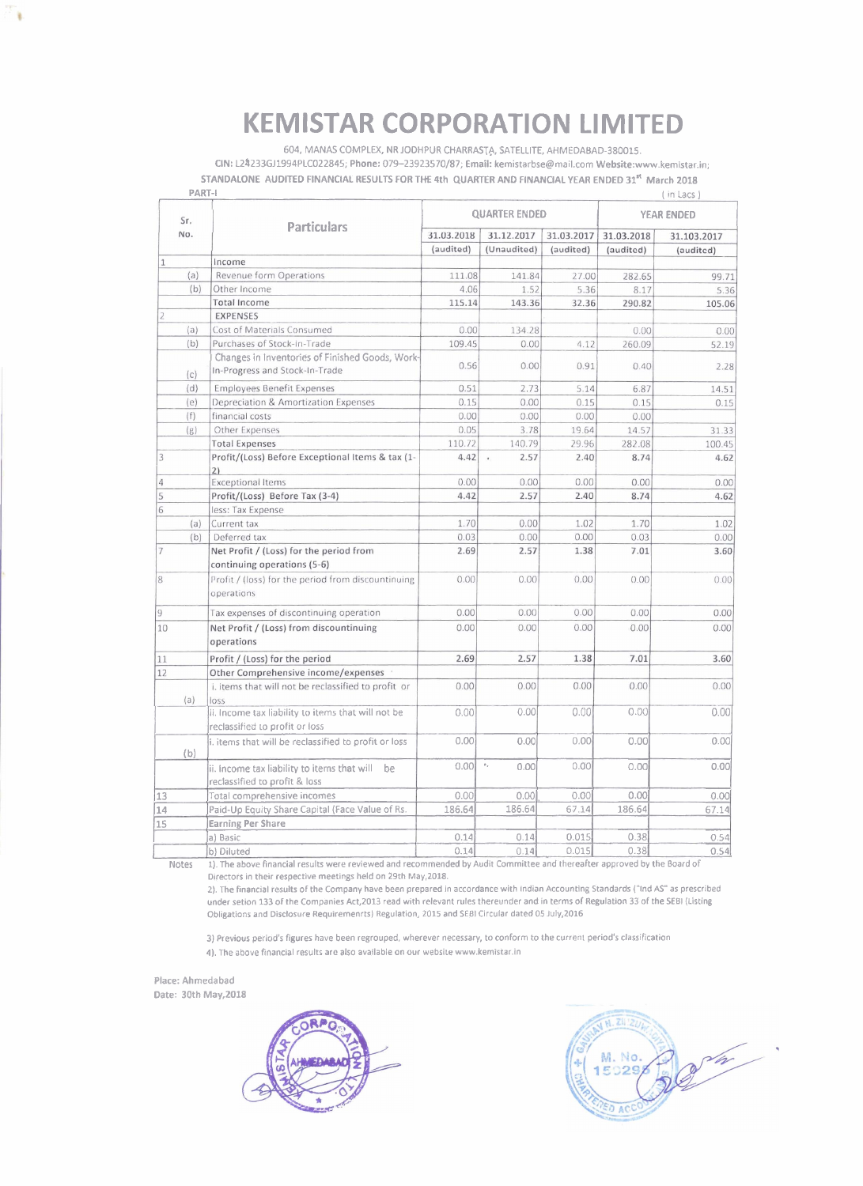# KEMISTAR CORPORATION LIMITED

604, MANAS COMPLEX, NR JODHPUR CHARRASTA, SATELLITE, AHMEDABAD-380015.

**CIN:** L24233GJ1994PLC022845; **Phone:** 079–23923570/87; **Email:** kemistarbse@mail.com **Website:**www.kemistar.in;

**STANDALONE AUDITED FINANCIAL RESULTS FOR THE 4th QUARTER AND FINANCIAL YEAR ENDED 31st March 2018**

PART-I

( in Lacs )

| Sr. No. | | Particulars | QUARTER ENDED | | | YEAR ENDED | |
|---|---|---|---|---|---|---|---|
| | | | 31.03.2018 | 31.12.2017 | 31.03.2017 | 31.03.2018 | 31.103.2017 |
| | | | (audited) | (Unaudited) | (audited) | (audited) | (audited) |
| 1 | | Income | | | | | |
| | (a) | Revenue form Operations | 111.08 | 141.84 | 27.00 | 282.65 | 99.71 |
| | (b) | Other Income | 4.06 | 1.52 | 5.36 | 8.17 | 5.36 |
| | | Total Income | 115.14 | 143.36 | 32.36 | 290.82 | 105.06 |
| 2 | | EXPENSES | | | | | |
| | (a) | Cost of Materials Consumed | 0.00 | 134.28 | | 0.00 | 0.00 |
| | (b) | Purchases of Stock-In-Trade | 109.45 | 0.00 | 4.12 | 260.09 | 52.19 |
| | (c) | Changes in Inventories of Finished Goods, Work-In-Progress and Stock-In-Trade | 0.56 | 0.00 | 0.91 | 0.40 | 2.28 |
| | (d) | Employees Benefit Expenses | 0.51 | 2.73 | 5.14 | 6.87 | 14.51 |
| | (e) | Depreciation & Amortization Expenses | 0.15 | 0.00 | 0.15 | 0.15 | 0.15 |
| | (f) | financial costs | 0.00 | 0.00 | 0.00 | 0.00 | |
| | (g) | Other Expenses | 0.05 | 3.78 | 19.64 | 14.57 | 31.33 |
| | | Total Expenses | 110.72 | 140.79 | 29.96 | 282.08 | 100.45 |
| 3 | | Profit/(Loss) Before Exceptional Items & tax (1-2) | 4.42 | 2.57 | 2.40 | 8.74 | 4.62 |
| 4 | | Exceptional Items | 0.00 | 0.00 | 0.00 | 0.00 | 0.00 |
| 5 | | Profit/(Loss) Before Tax (3-4) | 4.42 | 2.57 | 2.40 | 8.74 | 4.62 |
| 6 | | less: Tax Expense | | | | | |
| | (a) | Current tax | 1.70 | 0.00 | 1.02 | 1.70 | 1.02 |
| | (b) | Deferred tax | 0.03 | 0.00 | 0.00 | 0.03 | 0.00 |
| 7 | | Net Profit / (Loss) for the period from continuing operations (5-6) | 2.69 | 2.57 | 1.38 | 7.01 | 3.60 |
| 8 | | Profit / (loss) for the period from discontinuing operations | 0.00 | 0.00 | 0.00 | 0.00 | 0.00 |
| 9 | | Tax expenses of discontinuing operation | 0.00 | 0.00 | 0.00 | 0.00 | 0.00 |
| 10 | | Net Profit / (Loss) from discontinuing operations | 0.00 | 0.00 | 0.00 | 0.00 | 0.00 |
| 11 | | Profit / (Loss) for the period | 2.69 | 2.57 | 1.38 | 7.01 | 3.60 |
| 12 | | Other Comprehensive income/expenses | | | | | |
| | (a) | i. items that will not be reclassified to profit or loss | 0.00 | 0.00 | 0.00 | 0.00 | 0.00 |
| | | ii. Income tax liability to items that will not be reclassified to profit or loss | 0.00 | 0.00 | 0.00 | 0.00 | 0.00 |
| | (b) | i. items that will be reclassified to profit or loss | 0.00 | 0.00 | 0.00 | 0.00 | 0.00 |
| | | ii. Income tax liability to items that will be reclassified to profit & loss | 0.00 | 0.00 | 0.00 | 0.00 | 0.00 |
| 13 | | Total comprehensive incomes | 0.00 | 0.00 | 0.00 | 0.00 | 0.00 |
| 14 | | Paid-Up Equity Share Capital (Face Value of Rs. | 186.64 | 186.64 | 67.14 | 186.64 | 67.14 |
| 15 | | Earning Per Share | | | | | |
| | | a) Basic | 0.14 | 0.14 | 0.015 | 0.38 | 0.54 |
| | | b) Diluted | 0.14 | 0.14 | 0.015 | 0.38 | 0.54 |

Notes

1). The above financial results were reviewed and recommended by Audit Committee and thereafter approved by the Board of Directors in their respective meetings held on 29th May,2018.

2). The financial results of the Company have been prepared in accordance with Indian Accounting Standards ("Ind AS" as prescribed under setion 133 of the Companies Act,2013 read with relevant rules thereunder and in terms of Regulation 33 of the SEBI (Listing Obligations and Disclosure Requiremenrts) Regulation, 2015 and SEBI Circular dated 05 July,2016

3) Previous period's figures have been regrouped, wherever necessary, to conform to the current period's classification

4). The above financial results are also available on our website www.kemistar.in

Place: Ahmedabad

Date: 30th May,2018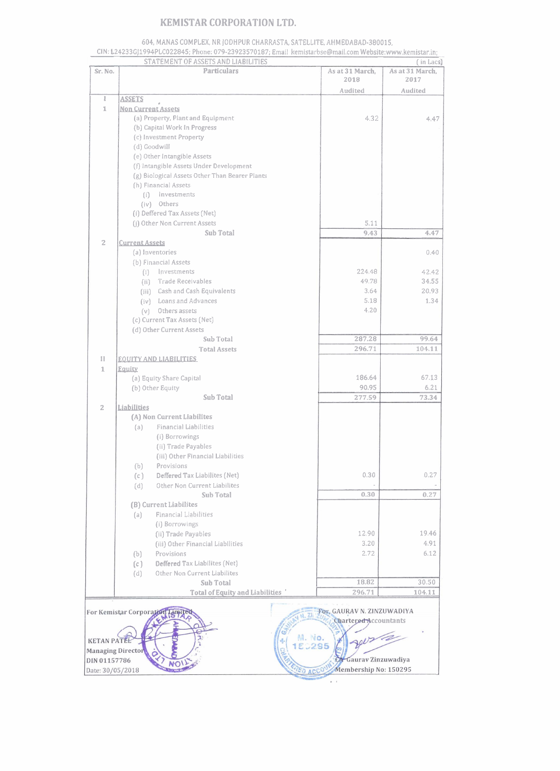# KEMISTAR CORPORATION LTD.

604, MANAS COMPLEX, NR JODHPUR CHARRASTA, SATELLITE, AHMEDABAD-380015.
CIN: L24233GJ1994PLC022845; Phone: 079-23923570187; Email: kemistarbse@mail.com Website:www.kemistar.in;

STATEMENT OF ASSETS AND LIABILITIES

( in Lacs)

| Sr. No. | Particulars | As at 31 March, 2018 Audited | As at 31 March, 2017 Audited |
|---|---|---|---|
| I | ASSETS | | |
| 1 | Non Current Assets | | |
| | (a) Property, Plant and Equipment | 4.32 | 4.47 |
| | (b) Capital Work In Progress | | |
| | (c) Investment Property | | |
| | (d) Goodwill | | |
| | (e) Other Intangible Assets | | |
| | (f) Intangible Assets Under Development | | |
| | (g) Biological Assets Other Than Bearer Plants | | |
| | (h) Financial Assets | | |
| | (i) Investments | | |
| | (iv) Others | | |
| | (i) Deffered Tax Assets (Net) | | |
| | (j) Other Non Current Assets | 5.11 | |
| | Sub Total | 9.43 | 4.47 |
| 2 | Current Assets | | |
| | (a) Inventories | | 0.40 |
| | (b) Financial Assets | | |
| | (i) Investments | 224.48 | 42.42 |
| | (ii) Trade Receivables | 49.78 | 34.55 |
| | (iii) Cash and Cash Equivalents | 3.64 | 20.93 |
| | (iv) Loans and Advances | 5.18 | 1.34 |
| | (v) Others assets | 4.20 | |
| | (c) Current Tax Assets (Net) | | |
| | (d) Other Current Assets | | |
| | Sub Total | 287.28 | 99.64 |
| | Total Assets | 296.71 | 104.11 |
| II | EQUITY AND LIABILITIES | | |
| 1 | Equity | | |
| | (a) Equity Share Capital | 186.64 | 67.13 |
| | (b) Other Equity | 90.95 | 6.21 |
| | Sub Total | 277.59 | 73.34 |
| 2 | Liabilities | | |
| | (A) Non Current Liabilites | | |
| | (a) Financial Liabilities | | |
| | (i) Borrowings | | |
| | (ii) Trade Payables | | |
| | (iii) Other Financial Liabilities | | |
| | (b) Provisions | | |
| | (c) Deffered Tax Liabilites (Net) | 0.30 | 0.27 |
| | (d) Other Non Current Liabilites | - | - |
| | Sub Total | 0.30 | 0.27 |
| | (B) Current Liabilites | | |
| | (a) Financial Liabilities | | |
| | (i) Borrowings | | |
| | (ii) Trade Payables | 12.90 | 19.46 |
| | (iii) Other Financial Liabilities | 3.20 | 4.91 |
| | (b) Provisions | 2.72 | 6.12 |
| | (c) Deffered Tax Liabilites (Net) | | |
| | (d) Other Non Current Liabilites | | |
| | Sub Total | 18.82 | 30.50 |
| | Total of Equity and Liabilities | 296.71 | 104.11 |

For Kemistar Corporation Limited

KETAN PATEL
Managing Director
DIN 01157786
Date: 30/05/2018

For, GAURAV N. ZINZUWADIYA
Chartered Accountants

CA Gaurav Zinzuwadiya
Membership No: 150295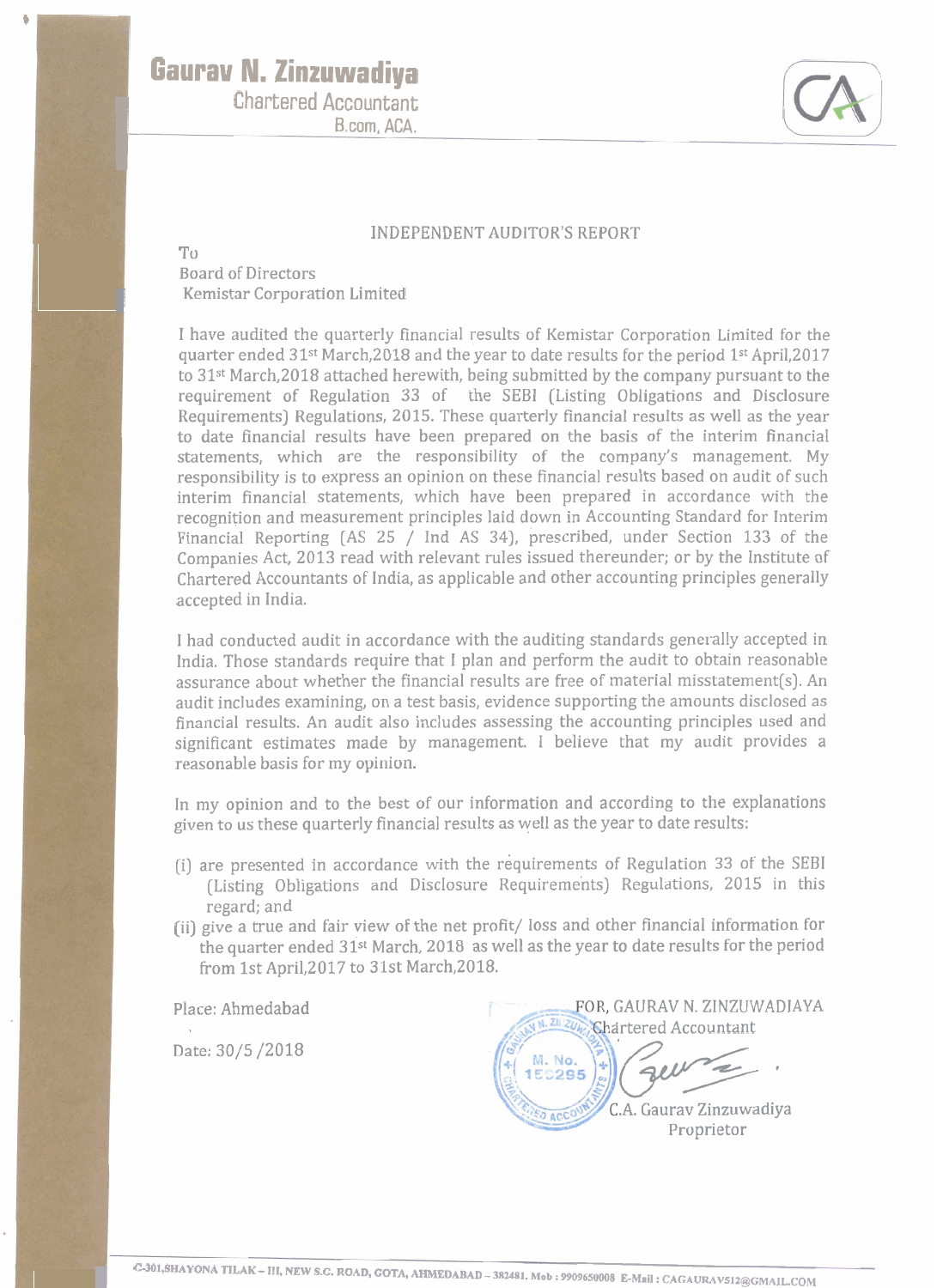# Gaurav N. Zinzuwadiya

Chartered Accountant

B.com, ACA.

## INDEPENDENT AUDITOR'S REPORT

To
Board of Directors
Kemistar Corporation Limited

I have audited the quarterly financial results of Kemistar Corporation Limited for the quarter ended 31st March,2018 and the year to date results for the period 1st April,2017 to 31st March,2018 attached herewith, being submitted by the company pursuant to the requirement of Regulation 33 of the SEBI (Listing Obligations and Disclosure Requirements) Regulations, 2015. These quarterly financial results as well as the year to date financial results have been prepared on the basis of the interim financial statements, which are the responsibility of the company's management. My responsibility is to express an opinion on these financial results based on audit of such interim financial statements, which have been prepared in accordance with the recognition and measurement principles laid down in Accounting Standard for Interim Financial Reporting (AS 25 / Ind AS 34), prescribed, under Section 133 of the Companies Act, 2013 read with relevant rules issued thereunder; or by the Institute of Chartered Accountants of India, as applicable and other accounting principles generally accepted in India.

I had conducted audit in accordance with the auditing standards generally accepted in India. Those standards require that I plan and perform the audit to obtain reasonable assurance about whether the financial results are free of material misstatement(s). An audit includes examining, on a test basis, evidence supporting the amounts disclosed as financial results. An audit also includes assessing the accounting principles used and significant estimates made by management. I believe that my audit provides a reasonable basis for my opinion.

In my opinion and to the best of our information and according to the explanations given to us these quarterly financial results as well as the year to date results:

(i) are presented in accordance with the requirements of Regulation 33 of the SEBI (Listing Obligations and Disclosure Requirements) Regulations, 2015 in this regard; and

(ii) give a true and fair view of the net profit/ loss and other financial information for the quarter ended 31st March, 2018 as well as the year to date results for the period from 1st April,2017 to 31st March,2018.

Place: Ahmedabad

Date: 30/5 /2018

FOR, GAURAV N. ZINZUWADIAYA
Chartered Accountant

M. No. 150295

C.A. Gaurav Zinzuwadiya
Proprietor

C-301,SHAYONA TILAK – III, NEW S.G. ROAD, GOTA, AHMEDABAD – 382481. Mob : 9909650008 E-Mail : CAGAURAV512@GMAIL.COM